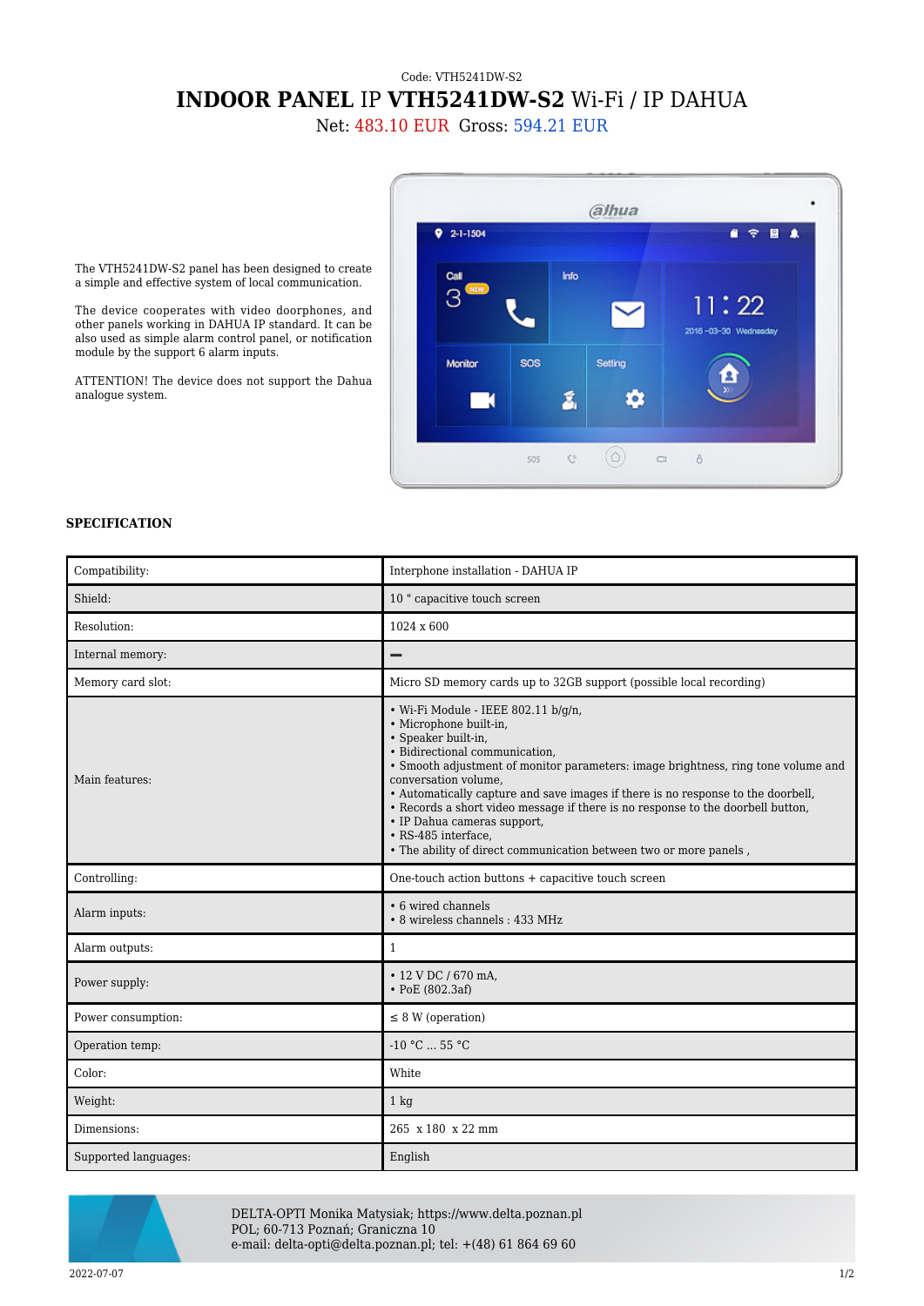Code: VTH5241DW-S2

# INDOOR PANEL IP VTH5241DW-S2 Wi-Fi / IP DAHUA

Net: 483.10 EUR Gross: 594.21 EUR

The VTH5241DW-S2 panel has been designed to create a simple and effective system of local communication.

The device cooperates with video doorphones, and other panels working in DAHUA IP standard. It can be also used as simple alarm control panel, or notification module by the support 6 alarm inputs.

ATTENTION! The device does not support the Dahua analogue system.

### SPECIFICATION

| | |
|---|---|
| Compatibility: | Interphone installation - DAHUA IP |
| Shield: | 10 " capacitive touch screen |
| Resolution: | 1024 x 600 |
| Internal memory: | – |
| Memory card slot: | Micro SD memory cards up to 32GB support (possible local recording) |
| Main features: | • Wi-Fi Module - IEEE 802.11 b/g/n,<br>• Microphone built-in,<br>• Speaker built-in,<br>• Bidirectional communication,<br>• Smooth adjustment of monitor parameters: image brightness, ring tone volume and conversation volume,<br>• Automatically capture and save images if there is no response to the doorbell,<br>• Records a short video message if there is no response to the doorbell button,<br>• IP Dahua cameras support,<br>• RS-485 interface,<br>• The ability of direct communication between two or more panels , |
| Controlling: | One-touch action buttons + capacitive touch screen |
| Alarm inputs: | • 6 wired channels<br>• 8 wireless channels : 433 MHz |
| Alarm outputs: | 1 |
| Power supply: | • 12 V DC / 670 mA,<br>• PoE (802.3af) |
| Power consumption: | ≤ 8 W (operation) |
| Operation temp: | -10 °C ... 55 °C |
| Color: | White |
| Weight: | 1 kg |
| Dimensions: | 265 x 180 x 22 mm |
| Supported languages: | English |

DELTA-OPTI Monika Matysiak; https://www.delta.poznan.pl
POL; 60-713 Poznań; Graniczna 10
e-mail: delta-opti@delta.poznan.pl; tel: +(48) 61 864 69 60

2022-07-07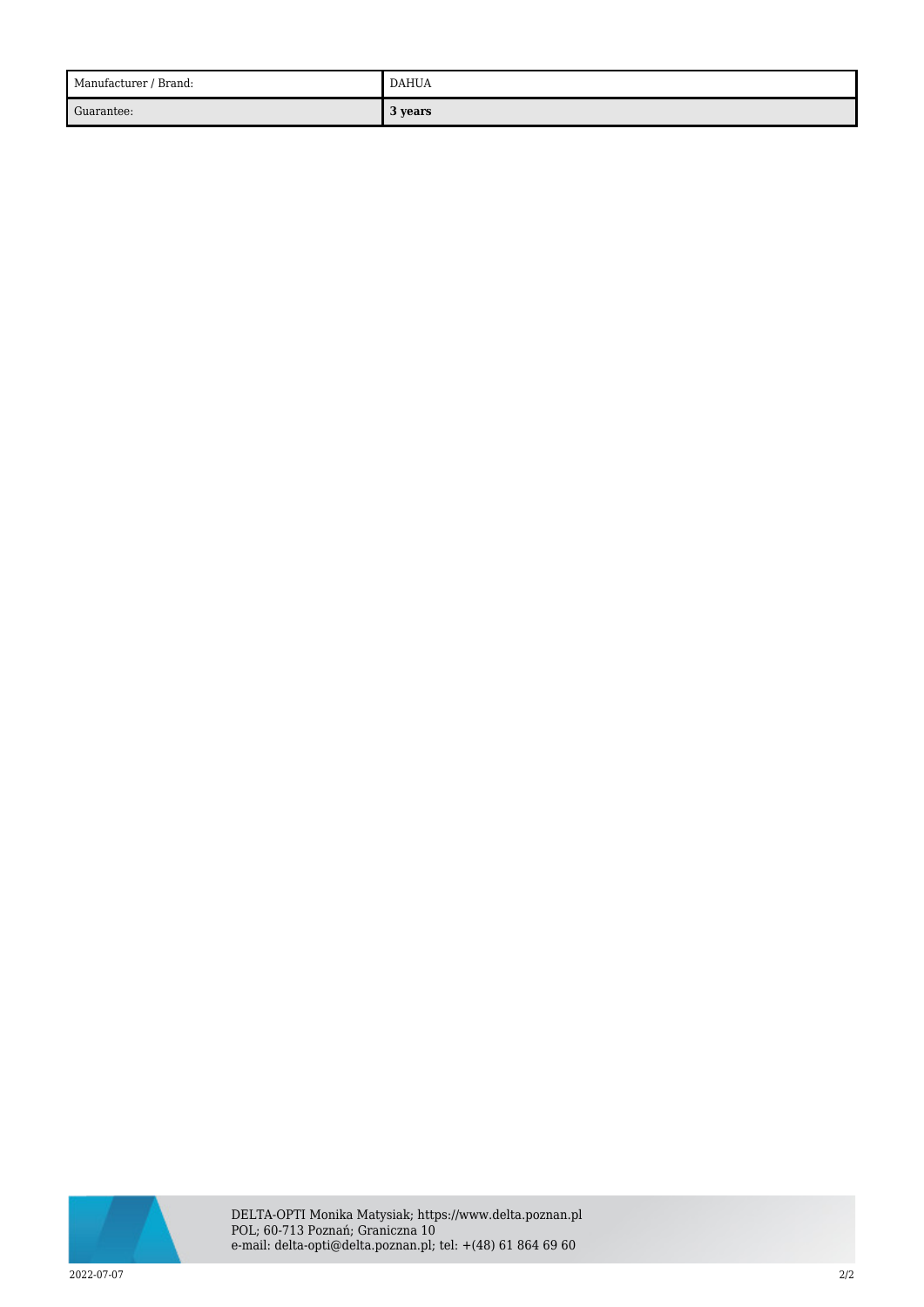| | |
|---|---|
| Manufacturer / Brand: | DAHUA |
| Guarantee: | **3 years** |

DELTA-OPTI Monika Matysiak; https://www.delta.poznan.pl
POL; 60-713 Poznań; Graniczna 10
e-mail: delta-opti@delta.poznan.pl; tel: +(48) 61 864 69 60

2022-07-07